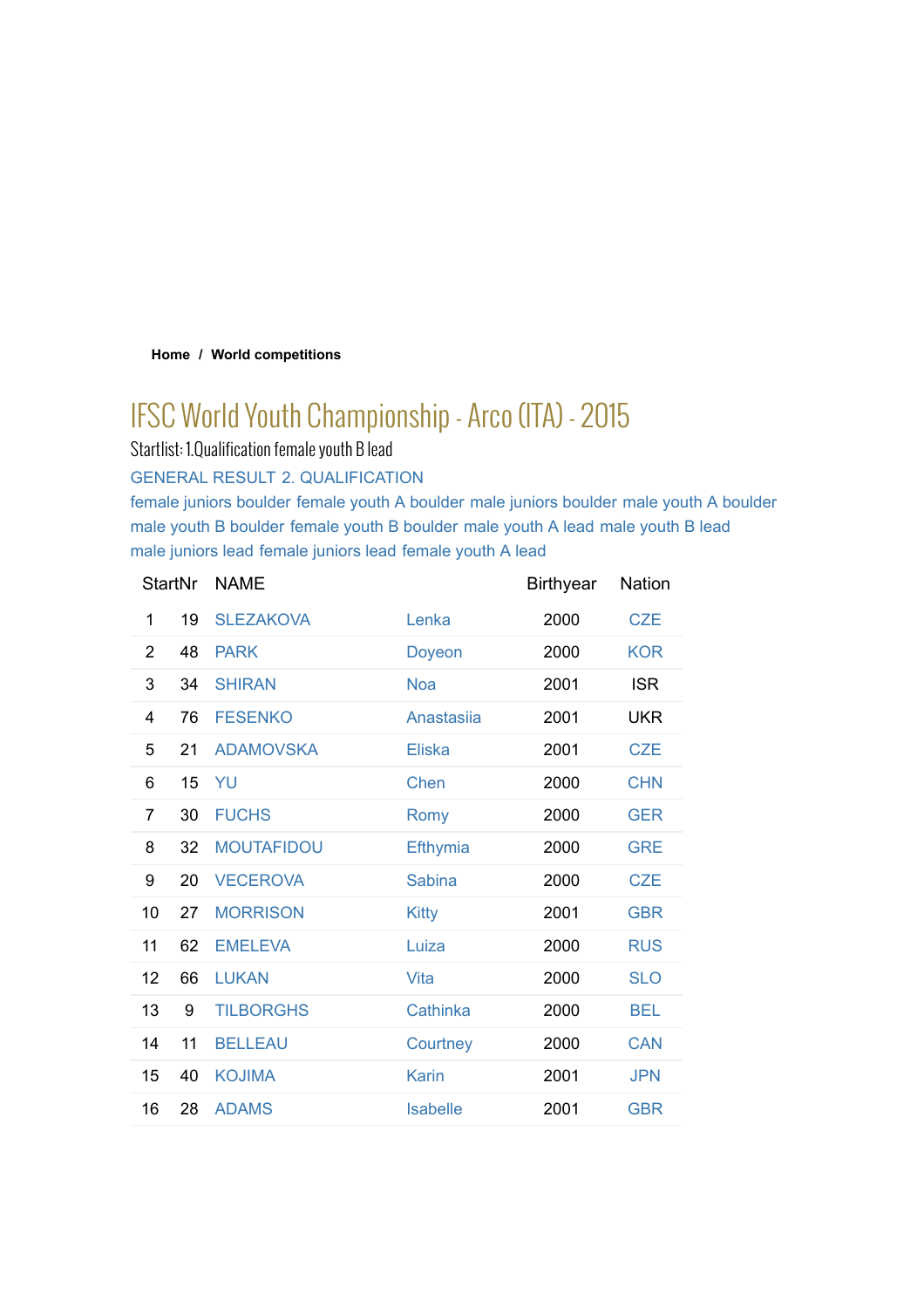**Home / World competitions**

# IFSC World Youth Championship - Arco (ITA) - 2015

Startlist: 1.Qualification female youth B lead

GENERAL RESULT 2. QUALIFICATION

female juniors boulder female youth A boulder male juniors boulder male youth A boulder male youth B boulder female youth B boulder male youth A lead male youth B lead male juniors lead female juniors lead female youth A lead

| | StartNr | NAME | | Birthyear | Nation |
|---|---|---|---|---|---|
| 1 | 19 | SLEZAKOVA | Lenka | 2000 | CZE |
| 2 | 48 | PARK | Doyeon | 2000 | KOR |
| 3 | 34 | SHIRAN | Noa | 2001 | ISR |
| 4 | 76 | FESENKO | Anastasiia | 2001 | UKR |
| 5 | 21 | ADAMOVSKA | Eliska | 2001 | CZE |
| 6 | 15 | YU | Chen | 2000 | CHN |
| 7 | 30 | FUCHS | Romy | 2000 | GER |
| 8 | 32 | MOUTAFIDOU | Efthymia | 2000 | GRE |
| 9 | 20 | VECEROVA | Sabina | 2000 | CZE |
| 10 | 27 | MORRISON | Kitty | 2001 | GBR |
| 11 | 62 | EMELEVA | Luiza | 2000 | RUS |
| 12 | 66 | LUKAN | Vita | 2000 | SLO |
| 13 | 9 | TILBORGHS | Cathinka | 2000 | BEL |
| 14 | 11 | BELLEAU | Courtney | 2000 | CAN |
| 15 | 40 | KOJIMA | Karin | 2001 | JPN |
| 16 | 28 | ADAMS | Isabelle | 2001 | GBR |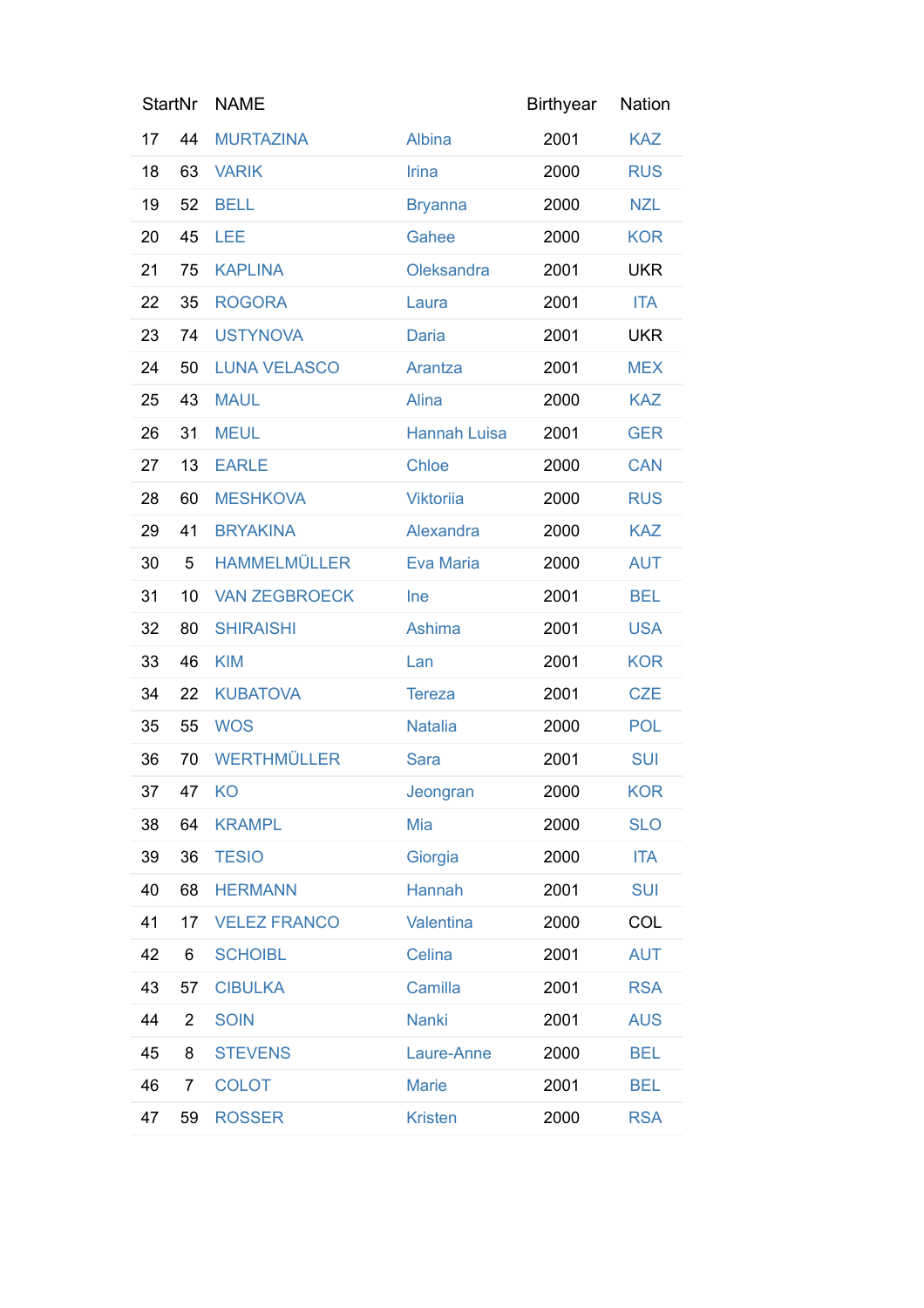| | StartNr | NAME | | Birthyear | Nation |
|---|---|---|---|---|---|
| 17 | 44 | MURTAZINA | Albina | 2001 | KAZ |
| 18 | 63 | VARIK | Irina | 2000 | RUS |
| 19 | 52 | BELL | Bryanna | 2000 | NZL |
| 20 | 45 | LEE | Gahee | 2000 | KOR |
| 21 | 75 | KAPLINA | Oleksandra | 2001 | UKR |
| 22 | 35 | ROGORA | Laura | 2001 | ITA |
| 23 | 74 | USTYNOVA | Daria | 2001 | UKR |
| 24 | 50 | LUNA VELASCO | Arantza | 2001 | MEX |
| 25 | 43 | MAUL | Alina | 2000 | KAZ |
| 26 | 31 | MEUL | Hannah Luisa | 2001 | GER |
| 27 | 13 | EARLE | Chloe | 2000 | CAN |
| 28 | 60 | MESHKOVA | Viktoriia | 2000 | RUS |
| 29 | 41 | BRYAKINA | Alexandra | 2000 | KAZ |
| 30 | 5 | HAMMELMÜLLER | Eva Maria | 2000 | AUT |
| 31 | 10 | VAN ZEGBROECK | Ine | 2001 | BEL |
| 32 | 80 | SHIRAISHI | Ashima | 2001 | USA |
| 33 | 46 | KIM | Lan | 2001 | KOR |
| 34 | 22 | KUBATOVA | Tereza | 2001 | CZE |
| 35 | 55 | WOS | Natalia | 2000 | POL |
| 36 | 70 | WERTHMÜLLER | Sara | 2001 | SUI |
| 37 | 47 | KO | Jeongran | 2000 | KOR |
| 38 | 64 | KRAMPL | Mia | 2000 | SLO |
| 39 | 36 | TESIO | Giorgia | 2000 | ITA |
| 40 | 68 | HERMANN | Hannah | 2001 | SUI |
| 41 | 17 | VELEZ FRANCO | Valentina | 2000 | COL |
| 42 | 6 | SCHOIBL | Celina | 2001 | AUT |
| 43 | 57 | CIBULKA | Camilla | 2001 | RSA |
| 44 | 2 | SOIN | Nanki | 2001 | AUS |
| 45 | 8 | STEVENS | Laure-Anne | 2000 | BEL |
| 46 | 7 | COLOT | Marie | 2001 | BEL |
| 47 | 59 | ROSSER | Kristen | 2000 | RSA |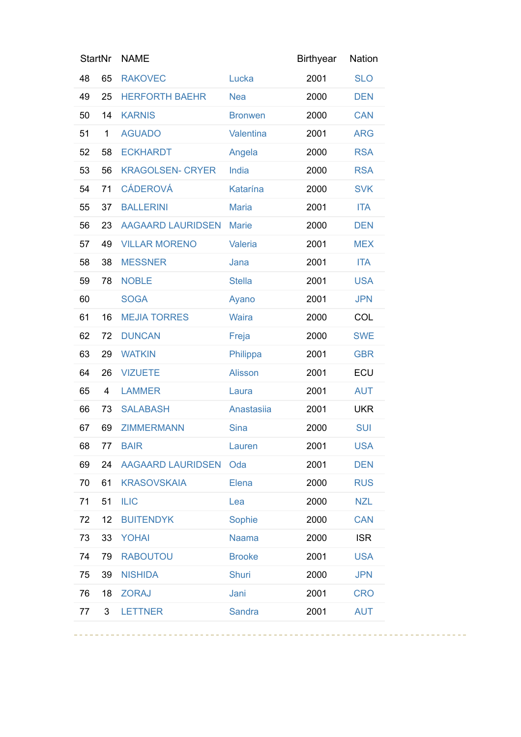| StartNr | | NAME | | Birthyear | Nation |
|---|---|---|---|---|---|
| 48 | 65 | RAKOVEC | Lucka | 2001 | SLO |
| 49 | 25 | HERFORTH BAEHR | Nea | 2000 | DEN |
| 50 | 14 | KARNIS | Bronwen | 2000 | CAN |
| 51 | 1 | AGUADO | Valentina | 2001 | ARG |
| 52 | 58 | ECKHARDT | Angela | 2000 | RSA |
| 53 | 56 | KRAGOLSEN- CRYER | India | 2000 | RSA |
| 54 | 71 | CÁDEROVÁ | Katarína | 2000 | SVK |
| 55 | 37 | BALLERINI | Maria | 2001 | ITA |
| 56 | 23 | AAGAARD LAURIDSEN | Marie | 2000 | DEN |
| 57 | 49 | VILLAR MORENO | Valeria | 2001 | MEX |
| 58 | 38 | MESSNER | Jana | 2001 | ITA |
| 59 | 78 | NOBLE | Stella | 2001 | USA |
| 60 | | SOGA | Ayano | 2001 | JPN |
| 61 | 16 | MEJIA TORRES | Waira | 2000 | COL |
| 62 | 72 | DUNCAN | Freja | 2000 | SWE |
| 63 | 29 | WATKIN | Philippa | 2001 | GBR |
| 64 | 26 | VIZUETE | Alisson | 2001 | ECU |
| 65 | 4 | LAMMER | Laura | 2001 | AUT |
| 66 | 73 | SALABASH | Anastasiia | 2001 | UKR |
| 67 | 69 | ZIMMERMANN | Sina | 2000 | SUI |
| 68 | 77 | BAIR | Lauren | 2001 | USA |
| 69 | 24 | AAGAARD LAURIDSEN | Oda | 2001 | DEN |
| 70 | 61 | KRASOVSKAIA | Elena | 2000 | RUS |
| 71 | 51 | ILIC | Lea | 2000 | NZL |
| 72 | 12 | BUITENDYK | Sophie | 2000 | CAN |
| 73 | 33 | YOHAI | Naama | 2000 | ISR |
| 74 | 79 | RABOUTOU | Brooke | 2001 | USA |
| 75 | 39 | NISHIDA | Shuri | 2000 | JPN |
| 76 | 18 | ZORAJ | Jani | 2001 | CRO |
| 77 | 3 | LETTNER | Sandra | 2001 | AUT |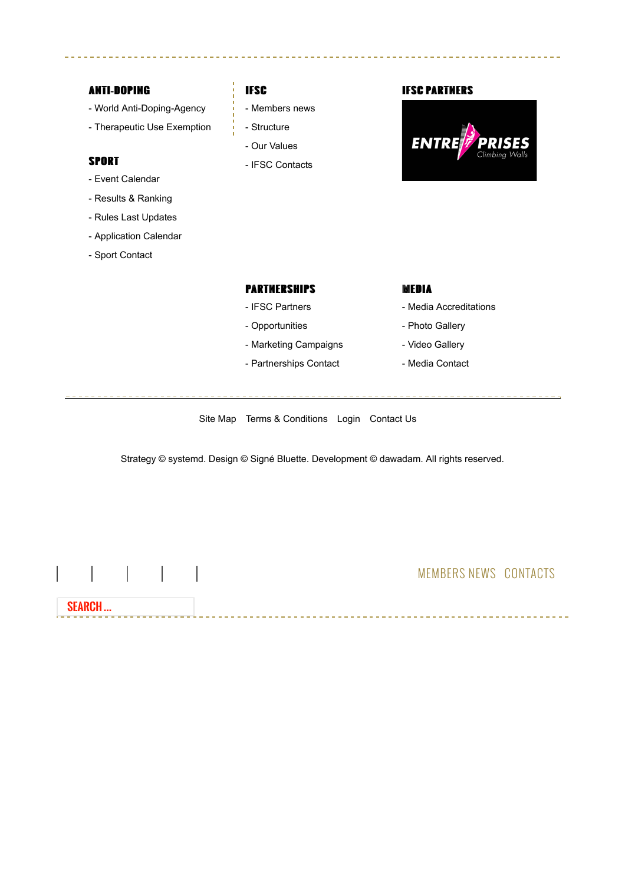### ANTI-DOPING

- World Anti-Doping-Agency
- Therapeutic Use Exemption

### SPORT

- Event Calendar
- Results & Ranking
- Rules Last Updates
- Application Calendar
- Sport Contact

### IFSC

- Members news
- Structure
- Our Values
- IFSC Contacts

### IFSC PARTNERS

ENTRE PRISES Climbing Walls

### PARTNERSHIPS

- IFSC Partners
- Opportunities
- Marketing Campaigns
- Partnerships Contact

### MEDIA

- Media Accreditations
- Photo Gallery
- Video Gallery
- Media Contact

---

Site Map Terms & Conditions Login Contact Us

Strategy © systemd. Design © Signé Bluette. Development © dawadam. All rights reserved.

MEMBERS NEWS CONTACTS

SEARCH ...